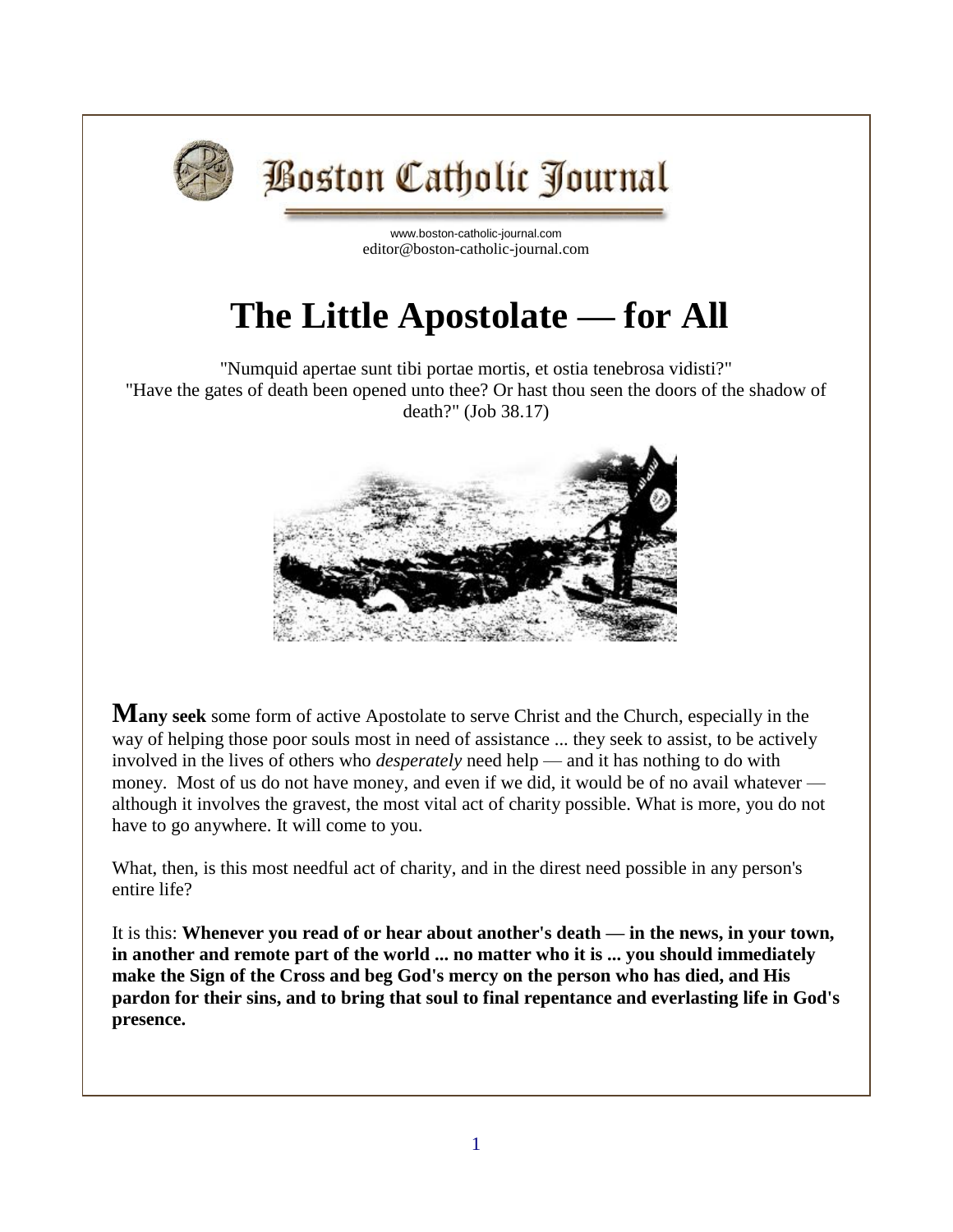Boston Catholic Journal

www.boston-catholic-journal.com
editor@boston-catholic-journal.com

# The Little Apostolate — for All

"Numquid apertae sunt tibi portae mortis, et ostia tenebrosa vidisti?"
"Have the gates of death been opened unto thee? Or hast thou seen the doors of the shadow of death?" (Job 38.17)

**Many seek** some form of active Apostolate to serve Christ and the Church, especially in the way of helping those poor souls most in need of assistance ... they seek to assist, to be actively involved in the lives of others who *desperately* need help — and it has nothing to do with money. Most of us do not have money, and even if we did, it would be of no avail whatever — although it involves the gravest, the most vital act of charity possible. What is more, you do not have to go anywhere. It will come to you.

What, then, is this most needful act of charity, and in the direst need possible in any person's entire life?

It is this: **Whenever you read of or hear about another's death — in the news, in your town, in another and remote part of the world ... no matter who it is ... you should immediately make the Sign of the Cross and beg God's mercy on the person who has died, and His pardon for their sins, and to bring that soul to final repentance and everlasting life in God's presence.**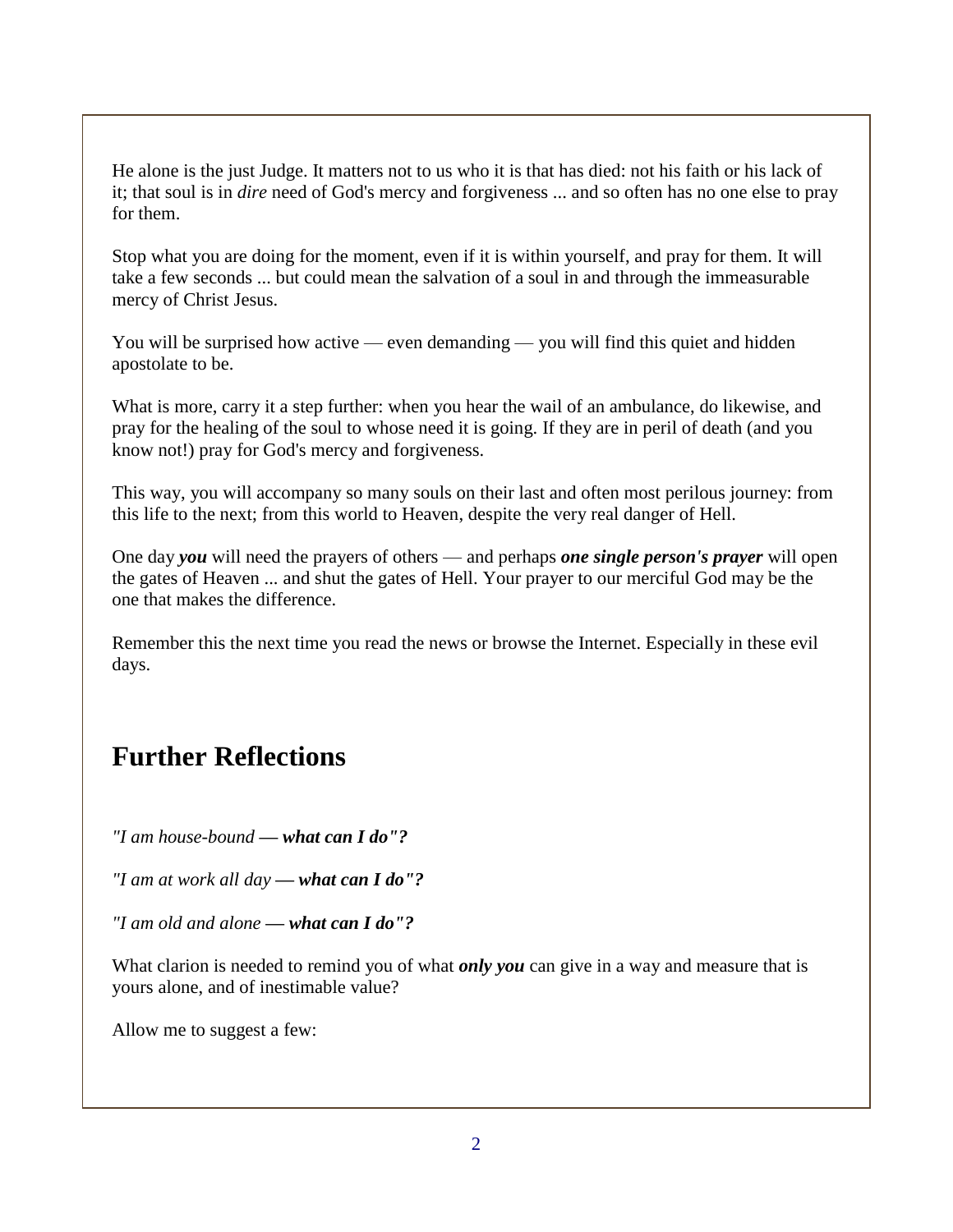He alone is the just Judge. It matters not to us who it is that has died: not his faith or his lack of it; that soul is in *dire* need of God's mercy and forgiveness ... and so often has no one else to pray for them.

Stop what you are doing for the moment, even if it is within yourself, and pray for them. It will take a few seconds ... but could mean the salvation of a soul in and through the immeasurable mercy of Christ Jesus.

You will be surprised how active — even demanding — you will find this quiet and hidden apostolate to be.

What is more, carry it a step further: when you hear the wail of an ambulance, do likewise, and pray for the healing of the soul to whose need it is going. If they are in peril of death (and you know not!) pray for God's mercy and forgiveness.

This way, you will accompany so many souls on their last and often most perilous journey: from this life to the next; from this world to Heaven, despite the very real danger of Hell.

One day ***you*** will need the prayers of others — and perhaps ***one single person's prayer*** will open the gates of Heaven ... and shut the gates of Hell. Your prayer to our merciful God may be the one that makes the difference.

Remember this the next time you read the news or browse the Internet. Especially in these evil days.

## Further Reflections

*"I am house-bound* ***— what can I do"?***

*"I am at work all day* ***— what can I do"?***

*"I am old and alone* ***— what can I do"?***

What clarion is needed to remind you of what ***only you*** can give in a way and measure that is yours alone, and of inestimable value?

Allow me to suggest a few: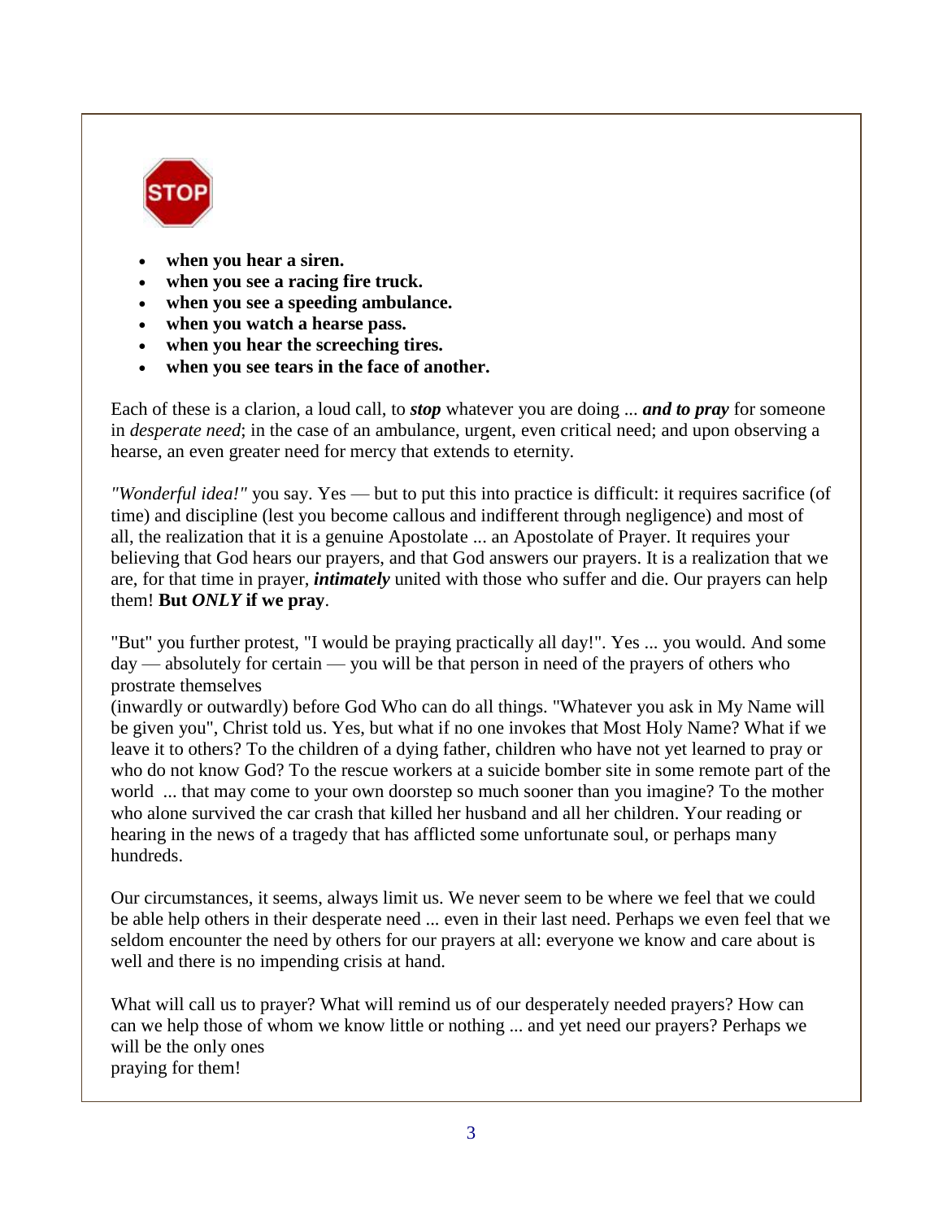STOP

- **when you hear a siren.**
- **when you see a racing fire truck.**
- **when you see a speeding ambulance.**
- **when you watch a hearse pass.**
- **when you hear the screeching tires.**
- **when you see tears in the face of another.**

Each of these is a clarion, a loud call, to ***stop*** whatever you are doing ... ***and to pray*** for someone in *desperate need*; in the case of an ambulance, urgent, even critical need; and upon observing a hearse, an even greater need for mercy that extends to eternity.

*"Wonderful idea!"* you say. Yes — but to put this into practice is difficult: it requires sacrifice (of time) and discipline (lest you become callous and indifferent through negligence) and most of all, the realization that it is a genuine Apostolate ... an Apostolate of Prayer. It requires your believing that God hears our prayers, and that God answers our prayers. It is a realization that we are, for that time in prayer, ***intimately*** united with those who suffer and die. Our prayers can help them! **But *ONLY* if we pray**.

"But" you further protest, "I would be praying practically all day!". Yes ... you would. And some day — absolutely for certain — you will be that person in need of the prayers of others who prostrate themselves (inwardly or outwardly) before God Who can do all things. "Whatever you ask in My Name will be given you", Christ told us. Yes, but what if no one invokes that Most Holy Name? What if we leave it to others? To the children of a dying father, children who have not yet learned to pray or who do not know God? To the rescue workers at a suicide bomber site in some remote part of the world ... that may come to your own doorstep so much sooner than you imagine? To the mother who alone survived the car crash that killed her husband and all her children. Your reading or hearing in the news of a tragedy that has afflicted some unfortunate soul, or perhaps many hundreds.

Our circumstances, it seems, always limit us. We never seem to be where we feel that we could be able help others in their desperate need ... even in their last need. Perhaps we even feel that we seldom encounter the need by others for our prayers at all: everyone we know and care about is well and there is no impending crisis at hand.

What will call us to prayer? What will remind us of our desperately needed prayers? How can can we help those of whom we know little or nothing ... and yet need our prayers? Perhaps we will be the only ones praying for them!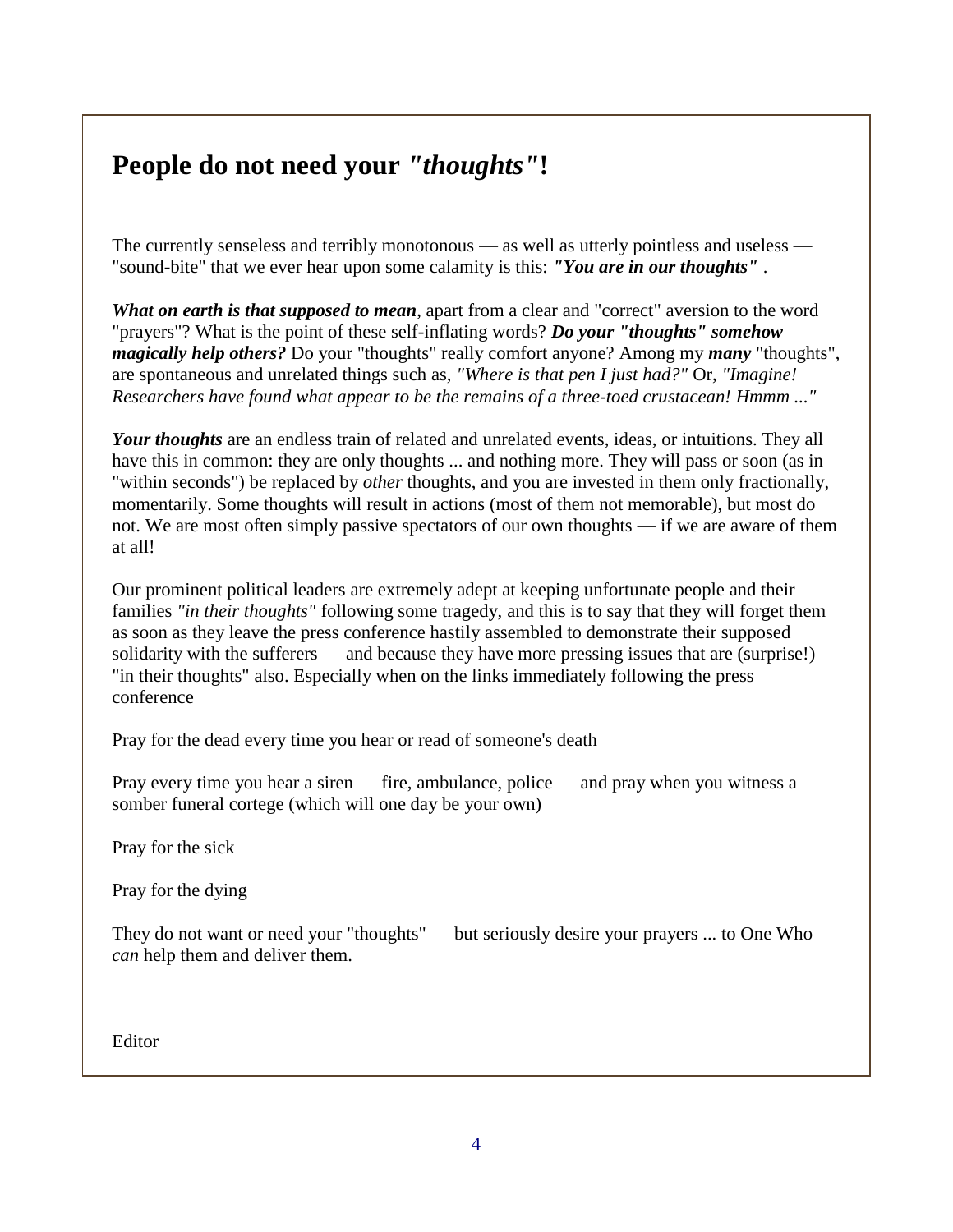## People do not need your *"thoughts"*!

The currently senseless and terribly monotonous — as well as utterly pointless and useless — "sound-bite" that we ever hear upon some calamity is this: ***"You are in our thoughts"*** .

***What on earth is that supposed to mean***, apart from a clear and "correct" aversion to the word "prayers"? What is the point of these self-inflating words? ***Do your "thoughts" somehow magically help others?*** Do your "thoughts" really comfort anyone? Among my ***many*** "thoughts", are spontaneous and unrelated things such as, *"Where is that pen I just had?"* Or, *"Imagine! Researchers have found what appear to be the remains of a three-toed crustacean! Hmmm ..."*

***Your thoughts*** are an endless train of related and unrelated events, ideas, or intuitions. They all have this in common: they are only thoughts ... and nothing more. They will pass or soon (as in "within seconds") be replaced by *other* thoughts, and you are invested in them only fractionally, momentarily. Some thoughts will result in actions (most of them not memorable), but most do not. We are most often simply passive spectators of our own thoughts — if we are aware of them at all!

Our prominent political leaders are extremely adept at keeping unfortunate people and their families *"in their thoughts"* following some tragedy, and this is to say that they will forget them as soon as they leave the press conference hastily assembled to demonstrate their supposed solidarity with the sufferers — and because they have more pressing issues that are (surprise!) "in their thoughts" also. Especially when on the links immediately following the press conference

Pray for the dead every time you hear or read of someone's death

Pray every time you hear a siren — fire, ambulance, police — and pray when you witness a somber funeral cortege (which will one day be your own)

Pray for the sick

Pray for the dying

They do not want or need your "thoughts" — but seriously desire your prayers ... to One Who *can* help them and deliver them.

Editor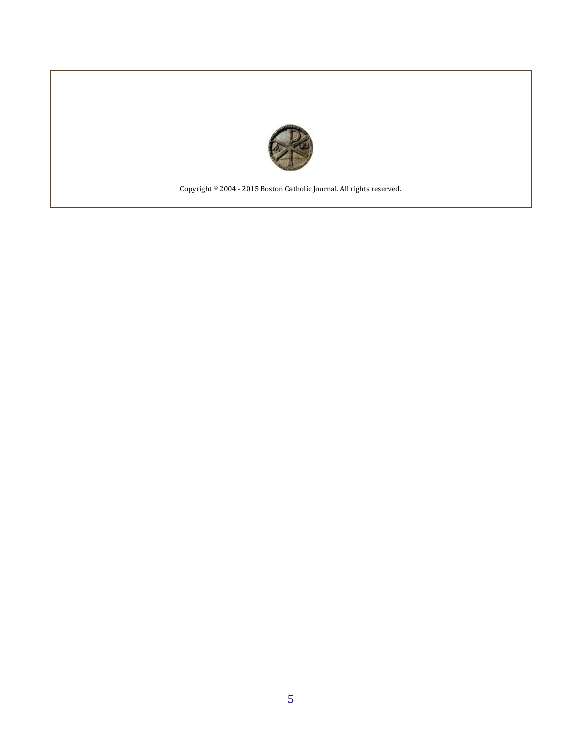Copyright © 2004 - 2015 Boston Catholic Journal. All rights reserved.